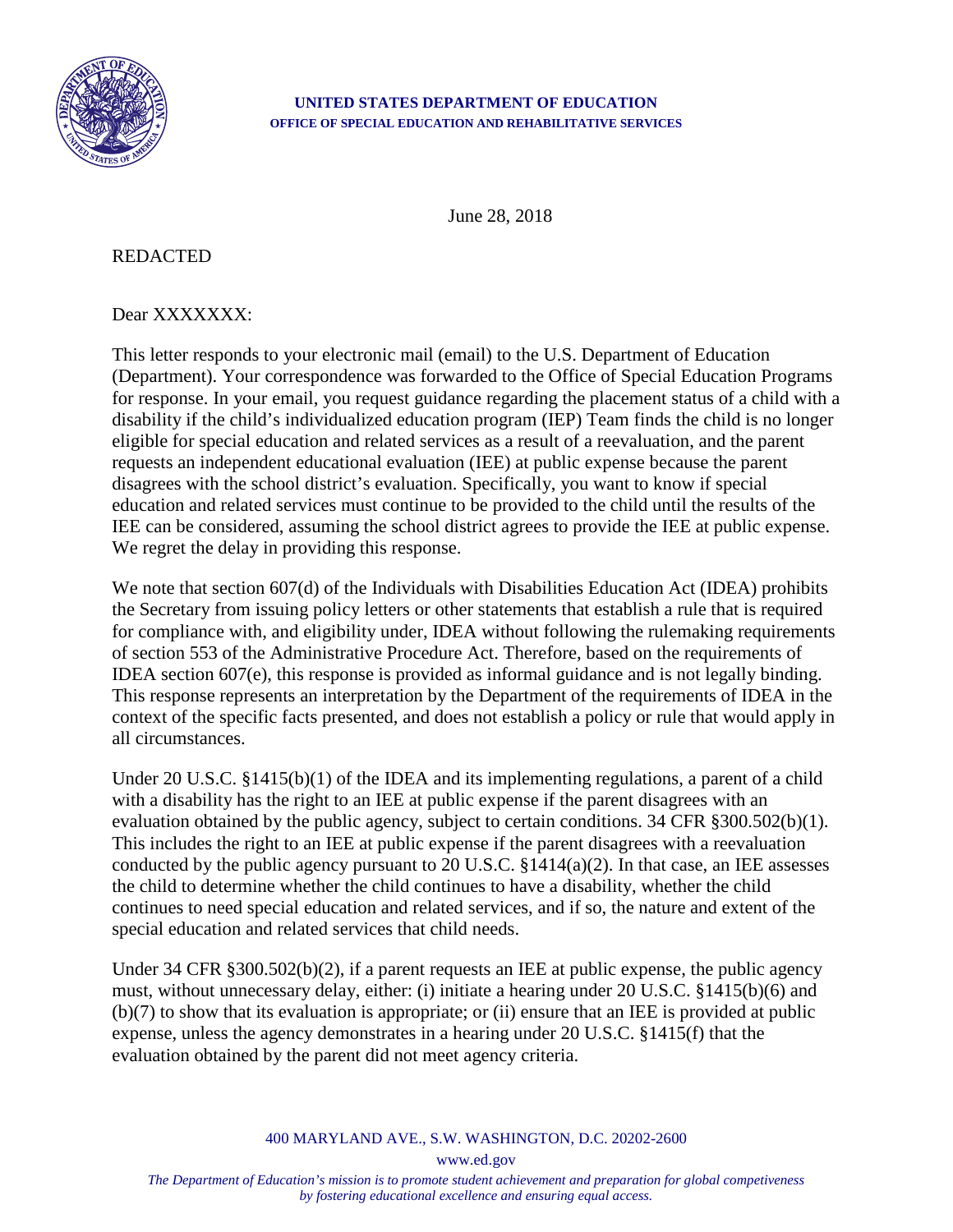**UNITED STATES DEPARTMENT OF EDUCATION**
**OFFICE OF SPECIAL EDUCATION AND REHABILITATIVE SERVICES**

June 28, 2018

REDACTED

Dear XXXXXXX:

This letter responds to your electronic mail (email) to the U.S. Department of Education (Department). Your correspondence was forwarded to the Office of Special Education Programs for response. In your email, you request guidance regarding the placement status of a child with a disability if the child's individualized education program (IEP) Team finds the child is no longer eligible for special education and related services as a result of a reevaluation, and the parent requests an independent educational evaluation (IEE) at public expense because the parent disagrees with the school district's evaluation. Specifically, you want to know if special education and related services must continue to be provided to the child until the results of the IEE can be considered, assuming the school district agrees to provide the IEE at public expense. We regret the delay in providing this response.

We note that section 607(d) of the Individuals with Disabilities Education Act (IDEA) prohibits the Secretary from issuing policy letters or other statements that establish a rule that is required for compliance with, and eligibility under, IDEA without following the rulemaking requirements of section 553 of the Administrative Procedure Act. Therefore, based on the requirements of IDEA section 607(e), this response is provided as informal guidance and is not legally binding. This response represents an interpretation by the Department of the requirements of IDEA in the context of the specific facts presented, and does not establish a policy or rule that would apply in all circumstances.

Under 20 U.S.C. §1415(b)(1) of the IDEA and its implementing regulations, a parent of a child with a disability has the right to an IEE at public expense if the parent disagrees with an evaluation obtained by the public agency, subject to certain conditions. 34 CFR §300.502(b)(1). This includes the right to an IEE at public expense if the parent disagrees with a reevaluation conducted by the public agency pursuant to 20 U.S.C. §1414(a)(2). In that case, an IEE assesses the child to determine whether the child continues to have a disability, whether the child continues to need special education and related services, and if so, the nature and extent of the special education and related services that child needs.

Under 34 CFR §300.502(b)(2), if a parent requests an IEE at public expense, the public agency must, without unnecessary delay, either: (i) initiate a hearing under 20 U.S.C. §1415(b)(6) and (b)(7) to show that its evaluation is appropriate; or (ii) ensure that an IEE is provided at public expense, unless the agency demonstrates in a hearing under 20 U.S.C. §1415(f) that the evaluation obtained by the parent did not meet agency criteria.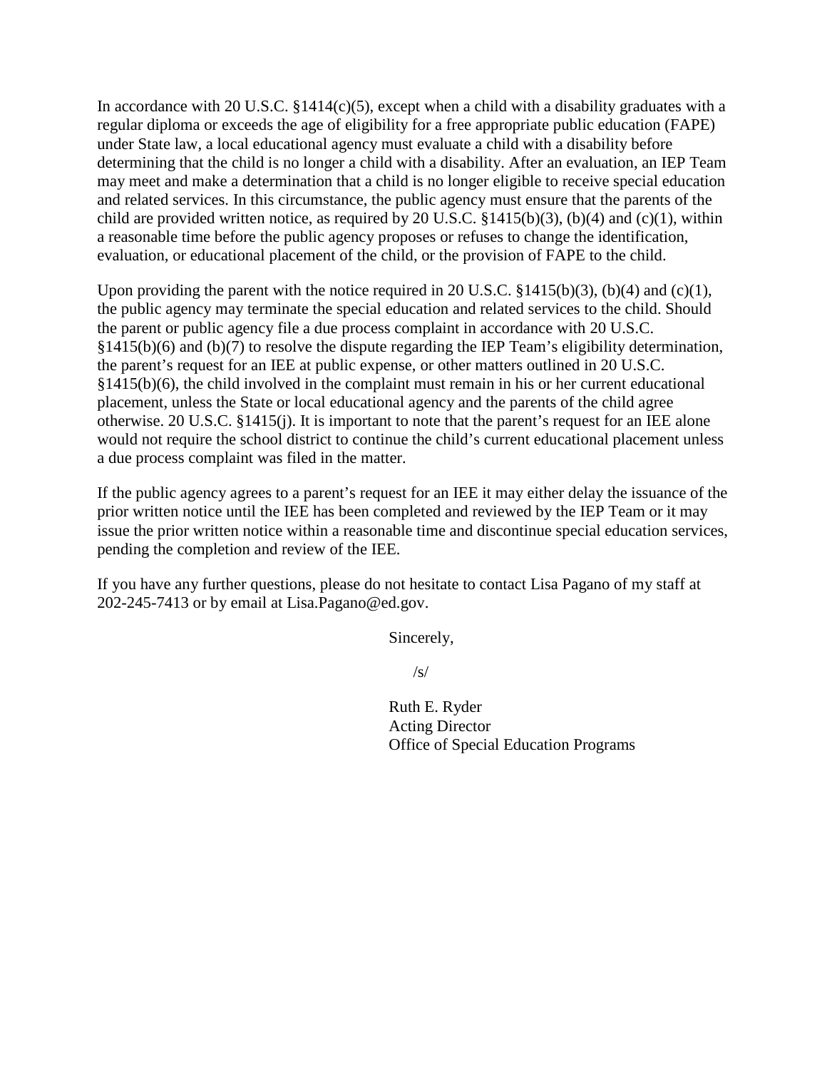In accordance with 20 U.S.C. §1414(c)(5), except when a child with a disability graduates with a regular diploma or exceeds the age of eligibility for a free appropriate public education (FAPE) under State law, a local educational agency must evaluate a child with a disability before determining that the child is no longer a child with a disability. After an evaluation, an IEP Team may meet and make a determination that a child is no longer eligible to receive special education and related services. In this circumstance, the public agency must ensure that the parents of the child are provided written notice, as required by 20 U.S.C. §1415(b)(3), (b)(4) and (c)(1), within a reasonable time before the public agency proposes or refuses to change the identification, evaluation, or educational placement of the child, or the provision of FAPE to the child.

Upon providing the parent with the notice required in 20 U.S.C. §1415(b)(3), (b)(4) and (c)(1), the public agency may terminate the special education and related services to the child. Should the parent or public agency file a due process complaint in accordance with 20 U.S.C. §1415(b)(6) and (b)(7) to resolve the dispute regarding the IEP Team's eligibility determination, the parent's request for an IEE at public expense, or other matters outlined in 20 U.S.C. §1415(b)(6), the child involved in the complaint must remain in his or her current educational placement, unless the State or local educational agency and the parents of the child agree otherwise. 20 U.S.C. §1415(j). It is important to note that the parent's request for an IEE alone would not require the school district to continue the child's current educational placement unless a due process complaint was filed in the matter.

If the public agency agrees to a parent's request for an IEE it may either delay the issuance of the prior written notice until the IEE has been completed and reviewed by the IEP Team or it may issue the prior written notice within a reasonable time and discontinue special education services, pending the completion and review of the IEE.

If you have any further questions, please do not hesitate to contact Lisa Pagano of my staff at 202-245-7413 or by email at Lisa.Pagano@ed.gov.

Sincerely,

/s/

Ruth E. Ryder
Acting Director
Office of Special Education Programs